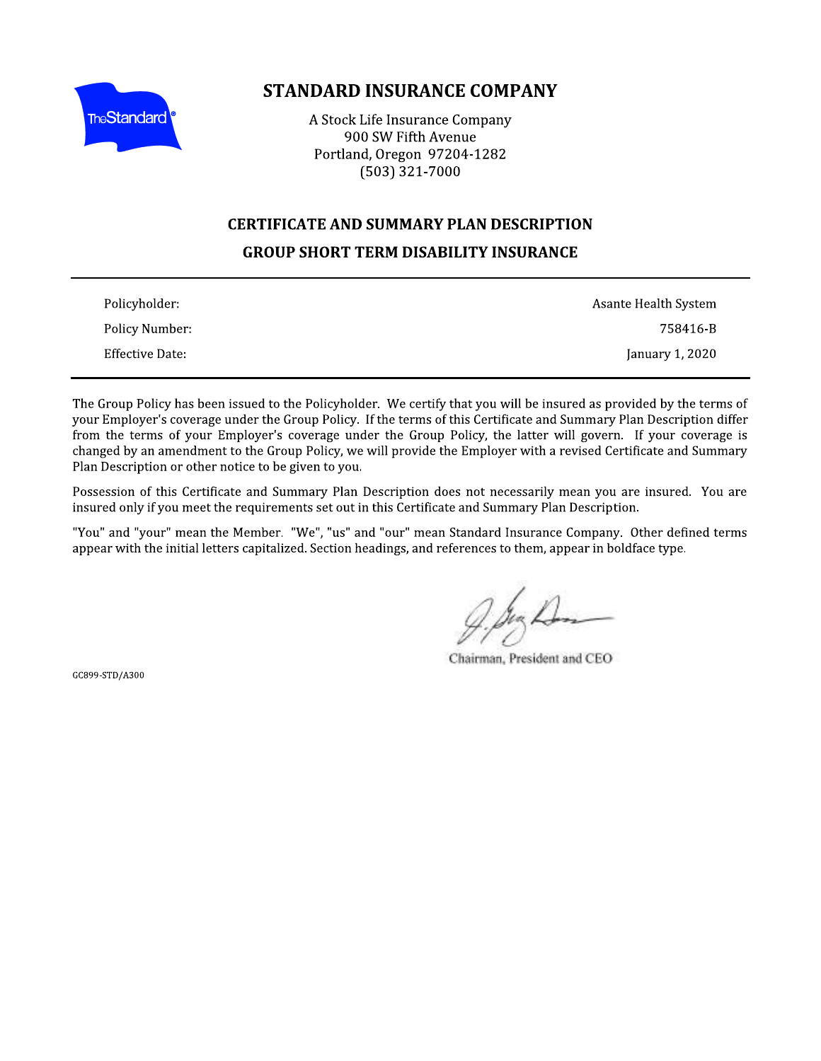# STANDARD INSURANCE COMPANY

A Stock Life Insurance Company
900 SW Fifth Avenue
Portland, Oregon 97204-1282
(503) 321-7000

## CERTIFICATE AND SUMMARY PLAN DESCRIPTION

## GROUP SHORT TERM DISABILITY INSURANCE

| | |
|---|---|
| Policyholder: | Asante Health System |
| Policy Number: | 758416-B |
| Effective Date: | January 1, 2020 |

The Group Policy has been issued to the Policyholder. We certify that you will be insured as provided by the terms of your Employer's coverage under the Group Policy. If the terms of this Certificate and Summary Plan Description differ from the terms of your Employer's coverage under the Group Policy, the latter will govern. If your coverage is changed by an amendment to the Group Policy, we will provide the Employer with a revised Certificate and Summary Plan Description or other notice to be given to you.

Possession of this Certificate and Summary Plan Description does not necessarily mean you are insured. You are insured only if you meet the requirements set out in this Certificate and Summary Plan Description.

"You" and "your" mean the Member. "We", "us" and "our" mean Standard Insurance Company. Other defined terms appear with the initial letters capitalized. Section headings, and references to them, appear in boldface type.

Chairman, President and CEO

GC899-STD/A300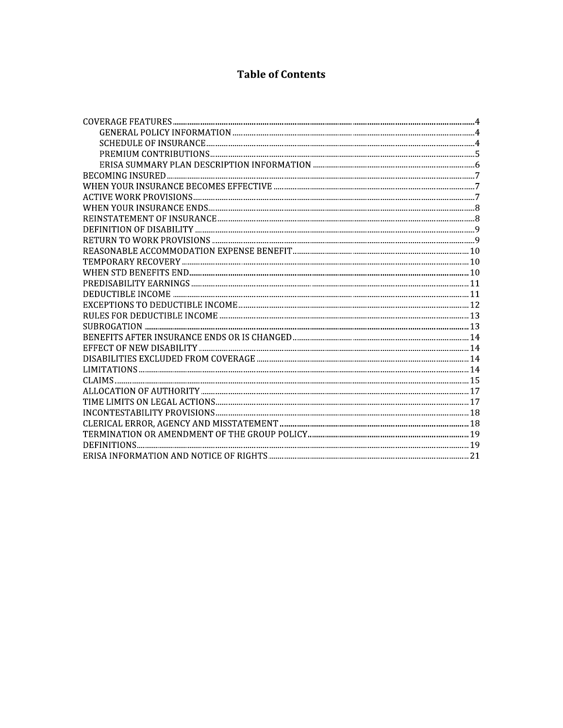# Table of Contents

- COVERAGE FEATURES ..... 4
  - GENERAL POLICY INFORMATION ..... 4
  - SCHEDULE OF INSURANCE ..... 4
  - PREMIUM CONTRIBUTIONS ..... 5
  - ERISA SUMMARY PLAN DESCRIPTION INFORMATION ..... 6
- BECOMING INSURED ..... 7
- WHEN YOUR INSURANCE BECOMES EFFECTIVE ..... 7
- ACTIVE WORK PROVISIONS ..... 7
- WHEN YOUR INSURANCE ENDS ..... 8
- REINSTATEMENT OF INSURANCE ..... 8
- DEFINITION OF DISABILITY ..... 9
- RETURN TO WORK PROVISIONS ..... 9
- REASONABLE ACCOMMODATION EXPENSE BENEFIT ..... 10
- TEMPORARY RECOVERY ..... 10
- WHEN STD BENEFITS END ..... 10
- PREDISABILITY EARNINGS ..... 11
- DEDUCTIBLE INCOME ..... 11
- EXCEPTIONS TO DEDUCTIBLE INCOME ..... 12
- RULES FOR DEDUCTIBLE INCOME ..... 13
- SUBROGATION ..... 13
- BENEFITS AFTER INSURANCE ENDS OR IS CHANGED ..... 14
- EFFECT OF NEW DISABILITY ..... 14
- DISABILITIES EXCLUDED FROM COVERAGE ..... 14
- LIMITATIONS ..... 14
- CLAIMS ..... 15
- ALLOCATION OF AUTHORITY ..... 17
- TIME LIMITS ON LEGAL ACTIONS ..... 17
- INCONTESTABILITY PROVISIONS ..... 18
- CLERICAL ERROR, AGENCY AND MISSTATEMENT ..... 18
- TERMINATION OR AMENDMENT OF THE GROUP POLICY ..... 19
- DEFINITIONS ..... 19
- ERISA INFORMATION AND NOTICE OF RIGHTS ..... 21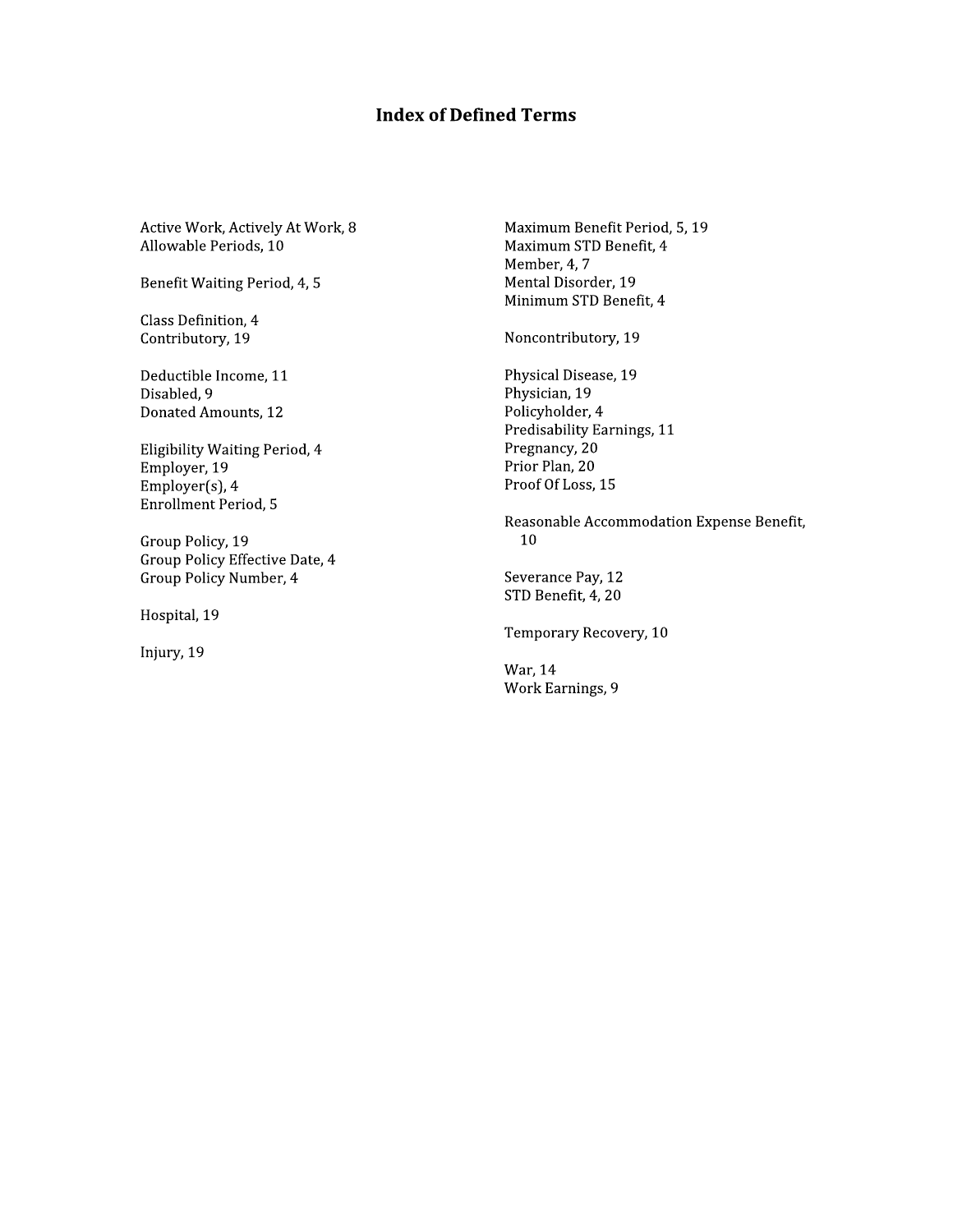# Index of Defined Terms

Active Work, Actively At Work, 8
Allowable Periods, 10

Benefit Waiting Period, 4, 5

Class Definition, 4
Contributory, 19

Deductible Income, 11
Disabled, 9
Donated Amounts, 12

Eligibility Waiting Period, 4
Employer, 19
Employer(s), 4
Enrollment Period, 5

Group Policy, 19
Group Policy Effective Date, 4
Group Policy Number, 4

Hospital, 19

Injury, 19

Maximum Benefit Period, 5, 19
Maximum STD Benefit, 4
Member, 4, 7
Mental Disorder, 19
Minimum STD Benefit, 4

Noncontributory, 19

Physical Disease, 19
Physician, 19
Policyholder, 4
Predisability Earnings, 11
Pregnancy, 20
Prior Plan, 20
Proof Of Loss, 15

Reasonable Accommodation Expense Benefit, 10

Severance Pay, 12
STD Benefit, 4, 20

Temporary Recovery, 10

War, 14
Work Earnings, 9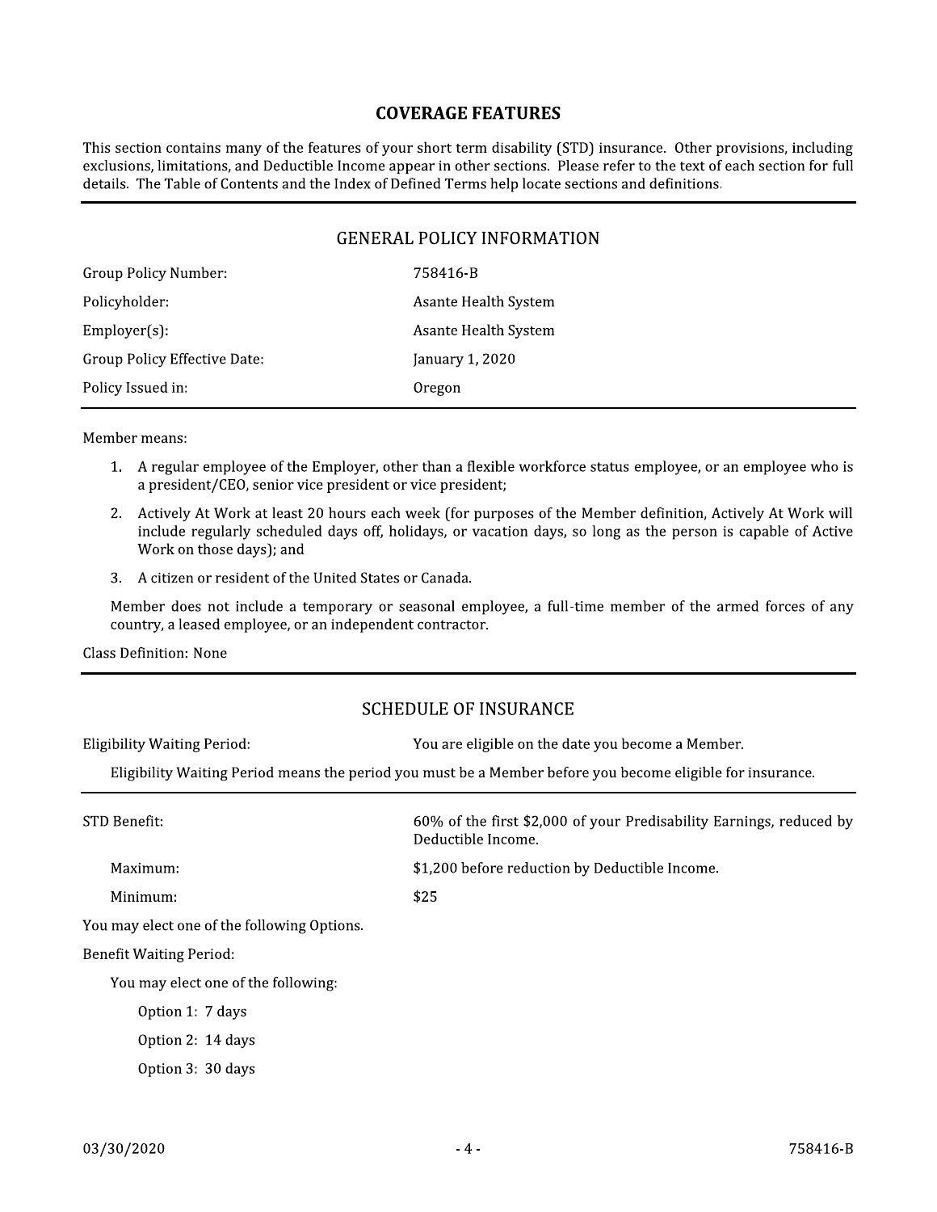# COVERAGE FEATURES

This section contains many of the features of your short term disability (STD) insurance. Other provisions, including exclusions, limitations, and Deductible Income appear in other sections. Please refer to the text of each section for full details. The Table of Contents and the Index of Defined Terms help locate sections and definitions.

## GENERAL POLICY INFORMATION

| | |
|---|---|
| Group Policy Number: | 758416-B |
| Policyholder: | Asante Health System |
| Employer(s): | Asante Health System |
| Group Policy Effective Date: | January 1, 2020 |
| Policy Issued in: | Oregon |

Member means:

1. A regular employee of the Employer, other than a flexible workforce status employee, or an employee who is a president/CEO, senior vice president or vice president;
2. Actively At Work at least 20 hours each week (for purposes of the Member definition, Actively At Work will include regularly scheduled days off, holidays, or vacation days, so long as the person is capable of Active Work on those days); and
3. A citizen or resident of the United States or Canada.

Member does not include a temporary or seasonal employee, a full-time member of the armed forces of any country, a leased employee, or an independent contractor.

Class Definition: None

## SCHEDULE OF INSURANCE

Eligibility Waiting Period: You are eligible on the date you become a Member.

Eligibility Waiting Period means the period you must be a Member before you become eligible for insurance.

| | |
|---|---|
| STD Benefit: | 60% of the first $2,000 of your Predisability Earnings, reduced by Deductible Income. |
| Maximum: | $1,200 before reduction by Deductible Income. |
| Minimum: | $25 |

You may elect one of the following Options.

Benefit Waiting Period:

You may elect one of the following:

- Option 1: 7 days
- Option 2: 14 days
- Option 3: 30 days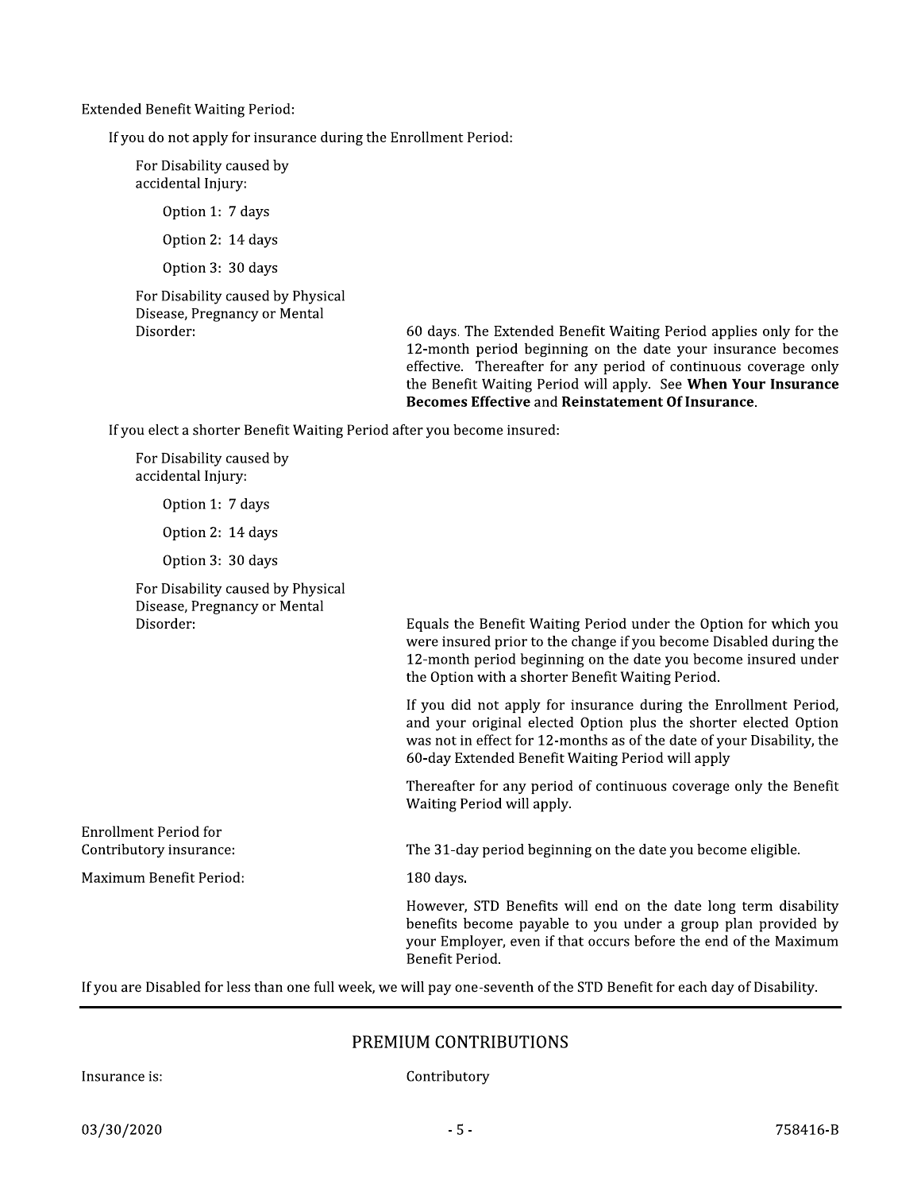Extended Benefit Waiting Period:

If you do not apply for insurance during the Enrollment Period:

For Disability caused by accidental Injury:

- Option 1: 7 days
- Option 2: 14 days
- Option 3: 30 days

For Disability caused by Physical Disease, Pregnancy or Mental Disorder: 60 days. The Extended Benefit Waiting Period applies only for the 12-month period beginning on the date your insurance becomes effective. Thereafter for any period of continuous coverage only the Benefit Waiting Period will apply. See **When Your Insurance Becomes Effective** and **Reinstatement Of Insurance**.

If you elect a shorter Benefit Waiting Period after you become insured:

For Disability caused by accidental Injury:

- Option 1: 7 days
- Option 2: 14 days
- Option 3: 30 days

For Disability caused by Physical Disease, Pregnancy or Mental Disorder: Equals the Benefit Waiting Period under the Option for which you were insured prior to the change if you become Disabled during the 12-month period beginning on the date you become insured under the Option with a shorter Benefit Waiting Period.

If you did not apply for insurance during the Enrollment Period, and your original elected Option plus the shorter elected Option was not in effect for 12-months as of the date of your Disability, the 60-day Extended Benefit Waiting Period will apply

Thereafter for any period of continuous coverage only the Benefit Waiting Period will apply.

Enrollment Period for Contributory insurance: The 31-day period beginning on the date you become eligible.

Maximum Benefit Period: 180 days.

However, STD Benefits will end on the date long term disability benefits become payable to you under a group plan provided by your Employer, even if that occurs before the end of the Maximum Benefit Period.

If you are Disabled for less than one full week, we will pay one-seventh of the STD Benefit for each day of Disability.

## PREMIUM CONTRIBUTIONS

Insurance is: Contributory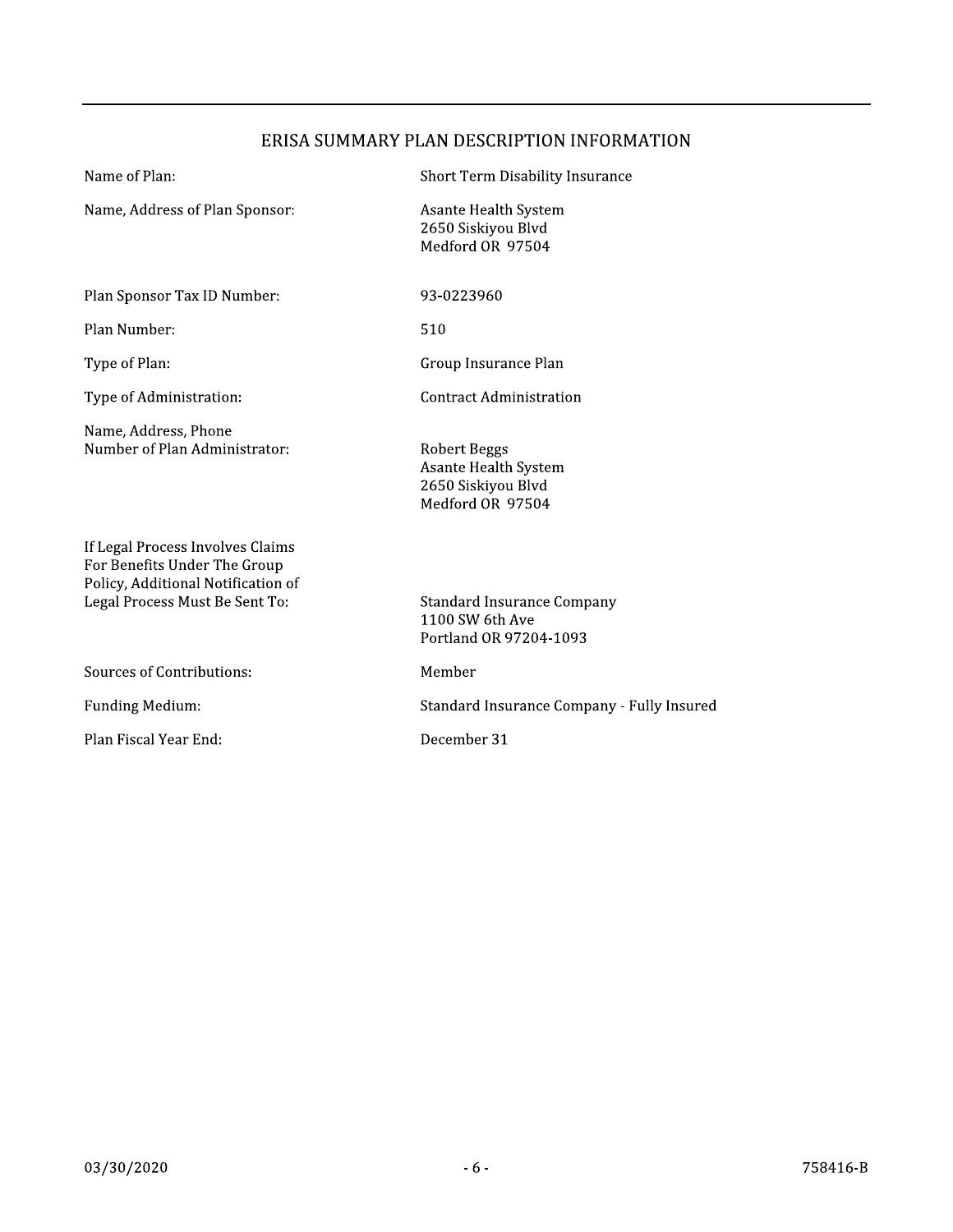## ERISA SUMMARY PLAN DESCRIPTION INFORMATION

| | |
|---|---|
| Name of Plan: | Short Term Disability Insurance |
| Name, Address of Plan Sponsor: | Asante Health System<br>2650 Siskiyou Blvd<br>Medford OR 97504 |
| Plan Sponsor Tax ID Number: | 93-0223960 |
| Plan Number: | 510 |
| Type of Plan: | Group Insurance Plan |
| Type of Administration: | Contract Administration |
| Name, Address, Phone Number of Plan Administrator: | Robert Beggs<br>Asante Health System<br>2650 Siskiyou Blvd<br>Medford OR 97504 |
| If Legal Process Involves Claims For Benefits Under The Group Policy, Additional Notification of Legal Process Must Be Sent To: | Standard Insurance Company<br>1100 SW 6th Ave<br>Portland OR 97204-1093 |
| Sources of Contributions: | Member |
| Funding Medium: | Standard Insurance Company - Fully Insured |
| Plan Fiscal Year End: | December 31 |

03/30/2020 758416-B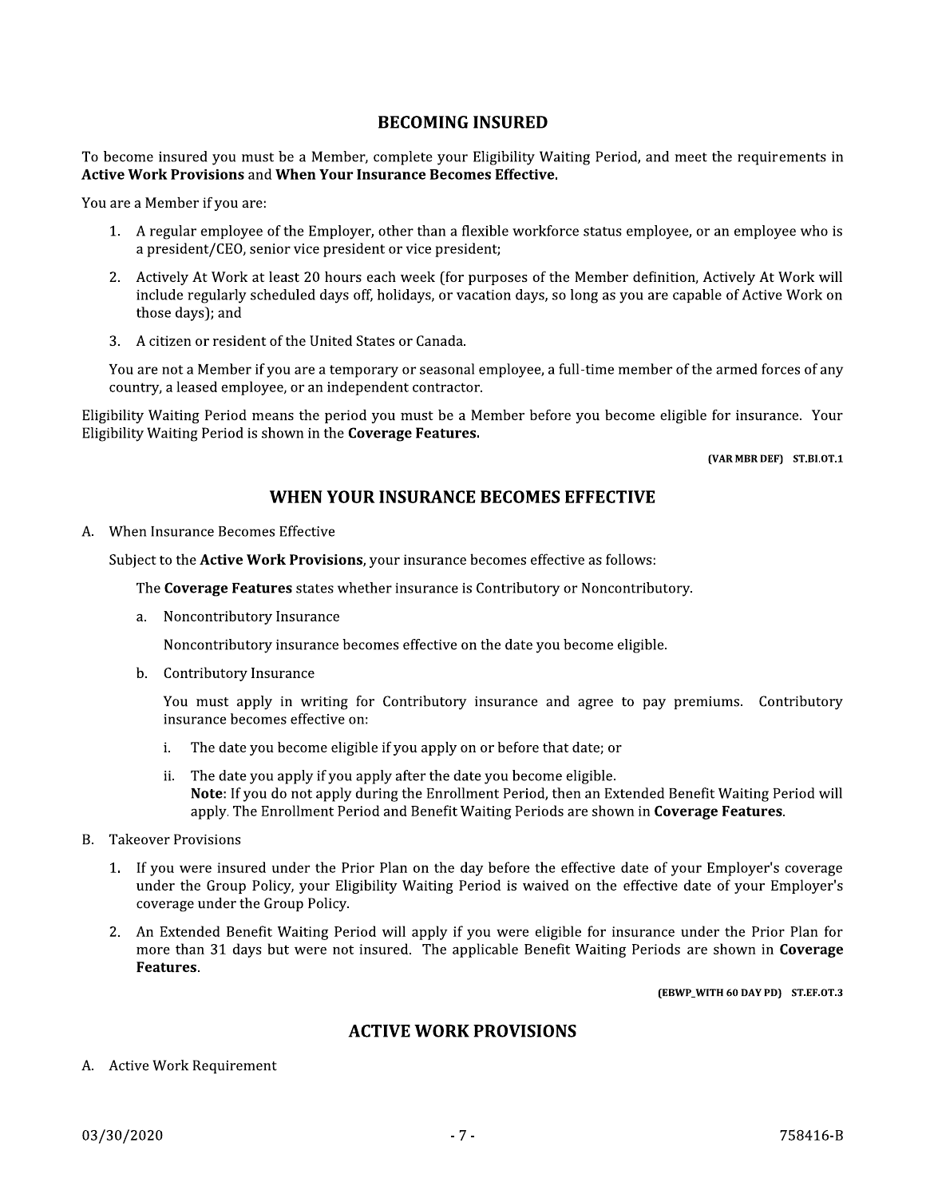## BECOMING INSURED

To become insured you must be a Member, complete your Eligibility Waiting Period, and meet the requirements in **Active Work Provisions** and **When Your Insurance Becomes Effective.**

You are a Member if you are:

1. A regular employee of the Employer, other than a flexible workforce status employee, or an employee who is a president/CEO, senior vice president or vice president;
2. Actively At Work at least 20 hours each week (for purposes of the Member definition, Actively At Work will include regularly scheduled days off, holidays, or vacation days, so long as you are capable of Active Work on those days); and
3. A citizen or resident of the United States or Canada.

You are not a Member if you are a temporary or seasonal employee, a full-time member of the armed forces of any country, a leased employee, or an independent contractor.

Eligibility Waiting Period means the period you must be a Member before you become eligible for insurance. Your Eligibility Waiting Period is shown in the **Coverage Features.**

**(VAR MBR DEF) ST.BI.OT.1**

## WHEN YOUR INSURANCE BECOMES EFFECTIVE

A. When Insurance Becomes Effective

Subject to the **Active Work Provisions**, your insurance becomes effective as follows:

The **Coverage Features** states whether insurance is Contributory or Noncontributory.

a. Noncontributory Insurance

Noncontributory insurance becomes effective on the date you become eligible.

b. Contributory Insurance

You must apply in writing for Contributory insurance and agree to pay premiums. Contributory insurance becomes effective on:

i. The date you become eligible if you apply on or before that date; or

ii. The date you apply if you apply after the date you become eligible.
**Note**: If you do not apply during the Enrollment Period, then an Extended Benefit Waiting Period will apply. The Enrollment Period and Benefit Waiting Periods are shown in **Coverage Features**.

B. Takeover Provisions

1. If you were insured under the Prior Plan on the day before the effective date of your Employer's coverage under the Group Policy, your Eligibility Waiting Period is waived on the effective date of your Employer's coverage under the Group Policy.
2. An Extended Benefit Waiting Period will apply if you were eligible for insurance under the Prior Plan for more than 31 days but were not insured. The applicable Benefit Waiting Periods are shown in **Coverage Features**.

**(EBWP_WITH 60 DAY PD) ST.EF.OT.3**

## ACTIVE WORK PROVISIONS

A. Active Work Requirement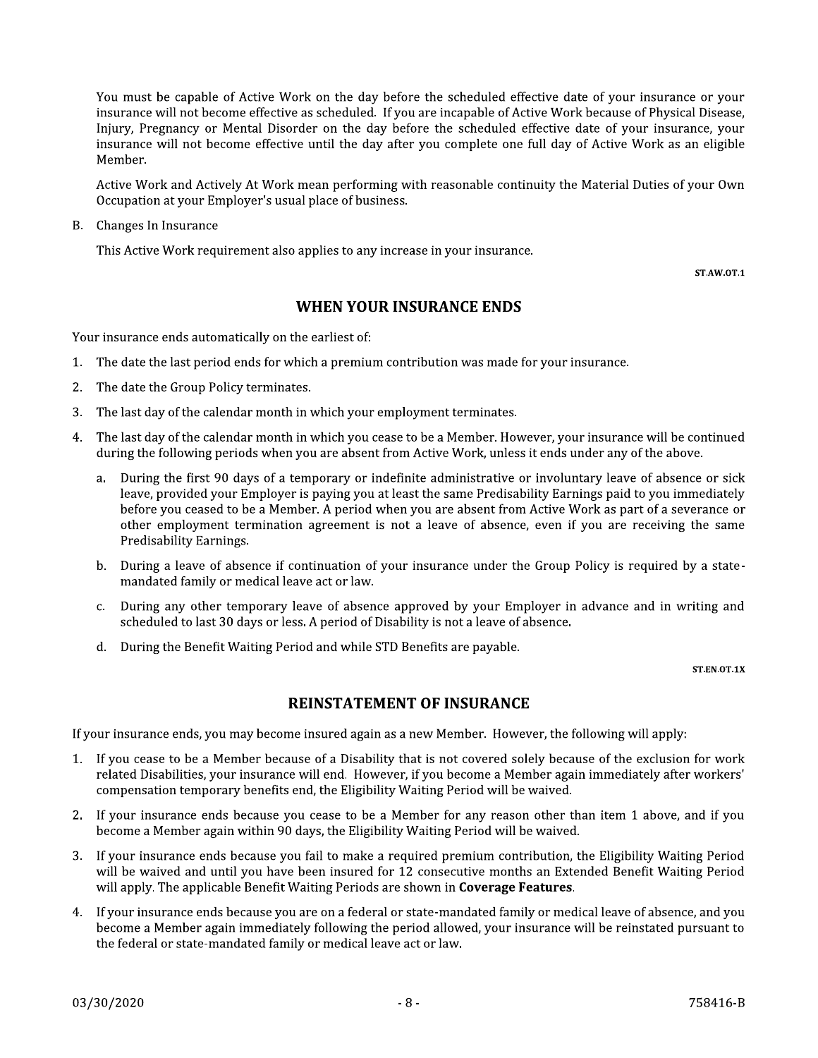You must be capable of Active Work on the day before the scheduled effective date of your insurance or your insurance will not become effective as scheduled. If you are incapable of Active Work because of Physical Disease, Injury, Pregnancy or Mental Disorder on the day before the scheduled effective date of your insurance, your insurance will not become effective until the day after you complete one full day of Active Work as an eligible Member.

Active Work and Actively At Work mean performing with reasonable continuity the Material Duties of your Own Occupation at your Employer's usual place of business.

B. Changes In Insurance

This Active Work requirement also applies to any increase in your insurance.

ST.AW.OT.1

## WHEN YOUR INSURANCE ENDS

Your insurance ends automatically on the earliest of:

1. The date the last period ends for which a premium contribution was made for your insurance.
2. The date the Group Policy terminates.
3. The last day of the calendar month in which your employment terminates.
4. The last day of the calendar month in which you cease to be a Member. However, your insurance will be continued during the following periods when you are absent from Active Work, unless it ends under any of the above.
   a. During the first 90 days of a temporary or indefinite administrative or involuntary leave of absence or sick leave, provided your Employer is paying you at least the same Predisability Earnings paid to you immediately before you ceased to be a Member. A period when you are absent from Active Work as part of a severance or other employment termination agreement is not a leave of absence, even if you are receiving the same Predisability Earnings.
   b. During a leave of absence if continuation of your insurance under the Group Policy is required by a state-mandated family or medical leave act or law.
   c. During any other temporary leave of absence approved by your Employer in advance and in writing and scheduled to last 30 days or less. A period of Disability is not a leave of absence.
   d. During the Benefit Waiting Period and while STD Benefits are payable.

ST.EN.OT.1X

## REINSTATEMENT OF INSURANCE

If your insurance ends, you may become insured again as a new Member. However, the following will apply:

1. If you cease to be a Member because of a Disability that is not covered solely because of the exclusion for work related Disabilities, your insurance will end. However, if you become a Member again immediately after workers' compensation temporary benefits end, the Eligibility Waiting Period will be waived.
2. If your insurance ends because you cease to be a Member for any reason other than item 1 above, and if you become a Member again within 90 days, the Eligibility Waiting Period will be waived.
3. If your insurance ends because you fail to make a required premium contribution, the Eligibility Waiting Period will be waived and until you have been insured for 12 consecutive months an Extended Benefit Waiting Period will apply. The applicable Benefit Waiting Periods are shown in **Coverage Features**.
4. If your insurance ends because you are on a federal or state-mandated family or medical leave of absence, and you become a Member again immediately following the period allowed, your insurance will be reinstated pursuant to the federal or state-mandated family or medical leave act or law.

03/30/2020 758416-B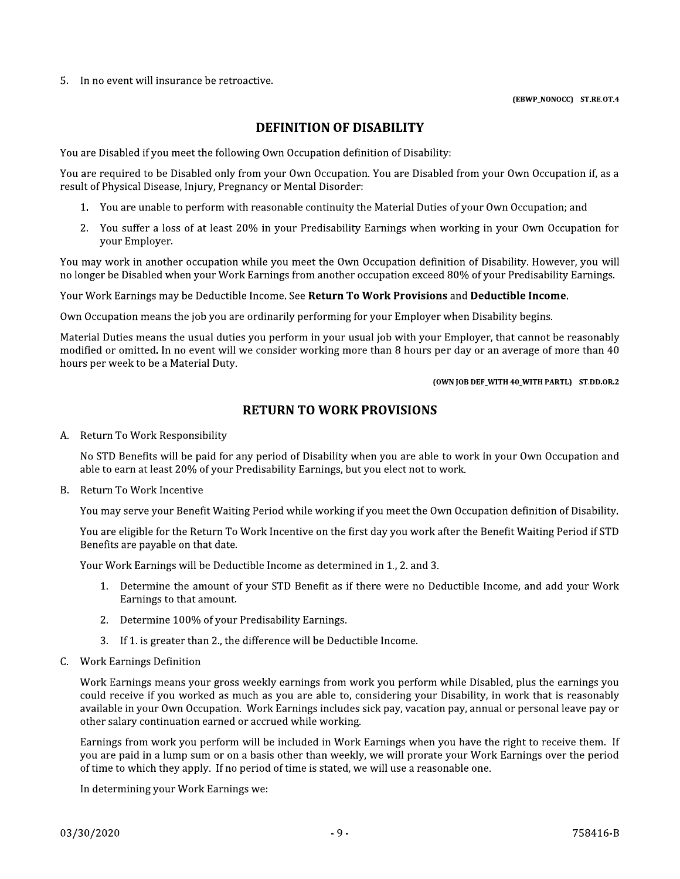5. In no event will insurance be retroactive.

(EBWP_NONOCC) ST.RE.OT.4

## DEFINITION OF DISABILITY

You are Disabled if you meet the following Own Occupation definition of Disability:

You are required to be Disabled only from your Own Occupation. You are Disabled from your Own Occupation if, as a result of Physical Disease, Injury, Pregnancy or Mental Disorder:

1. You are unable to perform with reasonable continuity the Material Duties of your Own Occupation; and
2. You suffer a loss of at least 20% in your Predisability Earnings when working in your Own Occupation for your Employer.

You may work in another occupation while you meet the Own Occupation definition of Disability. However, you will no longer be Disabled when your Work Earnings from another occupation exceed 80% of your Predisability Earnings.

Your Work Earnings may be Deductible Income. See **Return To Work Provisions** and **Deductible Income**.

Own Occupation means the job you are ordinarily performing for your Employer when Disability begins.

Material Duties means the usual duties you perform in your usual job with your Employer, that cannot be reasonably modified or omitted. In no event will we consider working more than 8 hours per day or an average of more than 40 hours per week to be a Material Duty.

(OWN JOB DEF_WITH 40_WITH PARTL) ST.DD.OR.2

## RETURN TO WORK PROVISIONS

A. Return To Work Responsibility

   No STD Benefits will be paid for any period of Disability when you are able to work in your Own Occupation and able to earn at least 20% of your Predisability Earnings, but you elect not to work.

B. Return To Work Incentive

   You may serve your Benefit Waiting Period while working if you meet the Own Occupation definition of Disability.

   You are eligible for the Return To Work Incentive on the first day you work after the Benefit Waiting Period if STD Benefits are payable on that date.

   Your Work Earnings will be Deductible Income as determined in 1., 2. and 3.

   1. Determine the amount of your STD Benefit as if there were no Deductible Income, and add your Work Earnings to that amount.
   2. Determine 100% of your Predisability Earnings.
   3. If 1. is greater than 2., the difference will be Deductible Income.

C. Work Earnings Definition

   Work Earnings means your gross weekly earnings from work you perform while Disabled, plus the earnings you could receive if you worked as much as you are able to, considering your Disability, in work that is reasonably available in your Own Occupation. Work Earnings includes sick pay, vacation pay, annual or personal leave pay or other salary continuation earned or accrued while working.

   Earnings from work you perform will be included in Work Earnings when you have the right to receive them. If you are paid in a lump sum or on a basis other than weekly, we will prorate your Work Earnings over the period of time to which they apply. If no period of time is stated, we will use a reasonable one.

   In determining your Work Earnings we: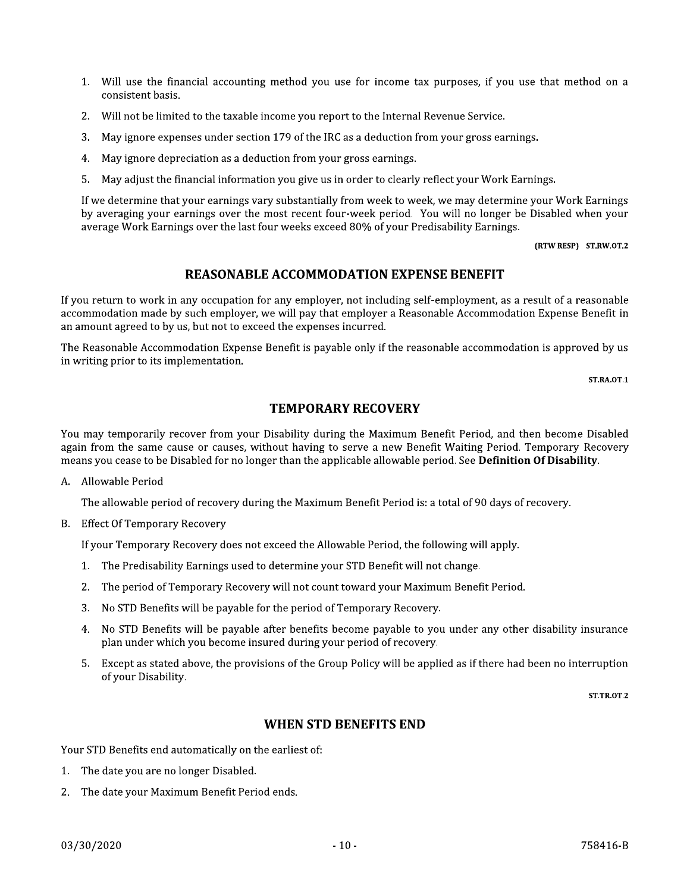1. Will use the financial accounting method you use for income tax purposes, if you use that method on a consistent basis.
2. Will not be limited to the taxable income you report to the Internal Revenue Service.
3. May ignore expenses under section 179 of the IRC as a deduction from your gross earnings.
4. May ignore depreciation as a deduction from your gross earnings.
5. May adjust the financial information you give us in order to clearly reflect your Work Earnings.

If we determine that your earnings vary substantially from week to week, we may determine your Work Earnings by averaging your earnings over the most recent four-week period. You will no longer be Disabled when your average Work Earnings over the last four weeks exceed 80% of your Predisability Earnings.

(RTW RESP) ST.RW.OT.2

## REASONABLE ACCOMMODATION EXPENSE BENEFIT

If you return to work in any occupation for any employer, not including self-employment, as a result of a reasonable accommodation made by such employer, we will pay that employer a Reasonable Accommodation Expense Benefit in an amount agreed to by us, but not to exceed the expenses incurred.

The Reasonable Accommodation Expense Benefit is payable only if the reasonable accommodation is approved by us in writing prior to its implementation.

ST.RA.OT.1

## TEMPORARY RECOVERY

You may temporarily recover from your Disability during the Maximum Benefit Period, and then become Disabled again from the same cause or causes, without having to serve a new Benefit Waiting Period. Temporary Recovery means you cease to be Disabled for no longer than the applicable allowable period. See **Definition Of Disability**.

A. Allowable Period

   The allowable period of recovery during the Maximum Benefit Period is: a total of 90 days of recovery.

B. Effect Of Temporary Recovery

   If your Temporary Recovery does not exceed the Allowable Period, the following will apply.

   1. The Predisability Earnings used to determine your STD Benefit will not change.
   2. The period of Temporary Recovery will not count toward your Maximum Benefit Period.
   3. No STD Benefits will be payable for the period of Temporary Recovery.
   4. No STD Benefits will be payable after benefits become payable to you under any other disability insurance plan under which you become insured during your period of recovery.
   5. Except as stated above, the provisions of the Group Policy will be applied as if there had been no interruption of your Disability.

ST.TR.OT.2

## WHEN STD BENEFITS END

Your STD Benefits end automatically on the earliest of:

1. The date you are no longer Disabled.
2. The date your Maximum Benefit Period ends.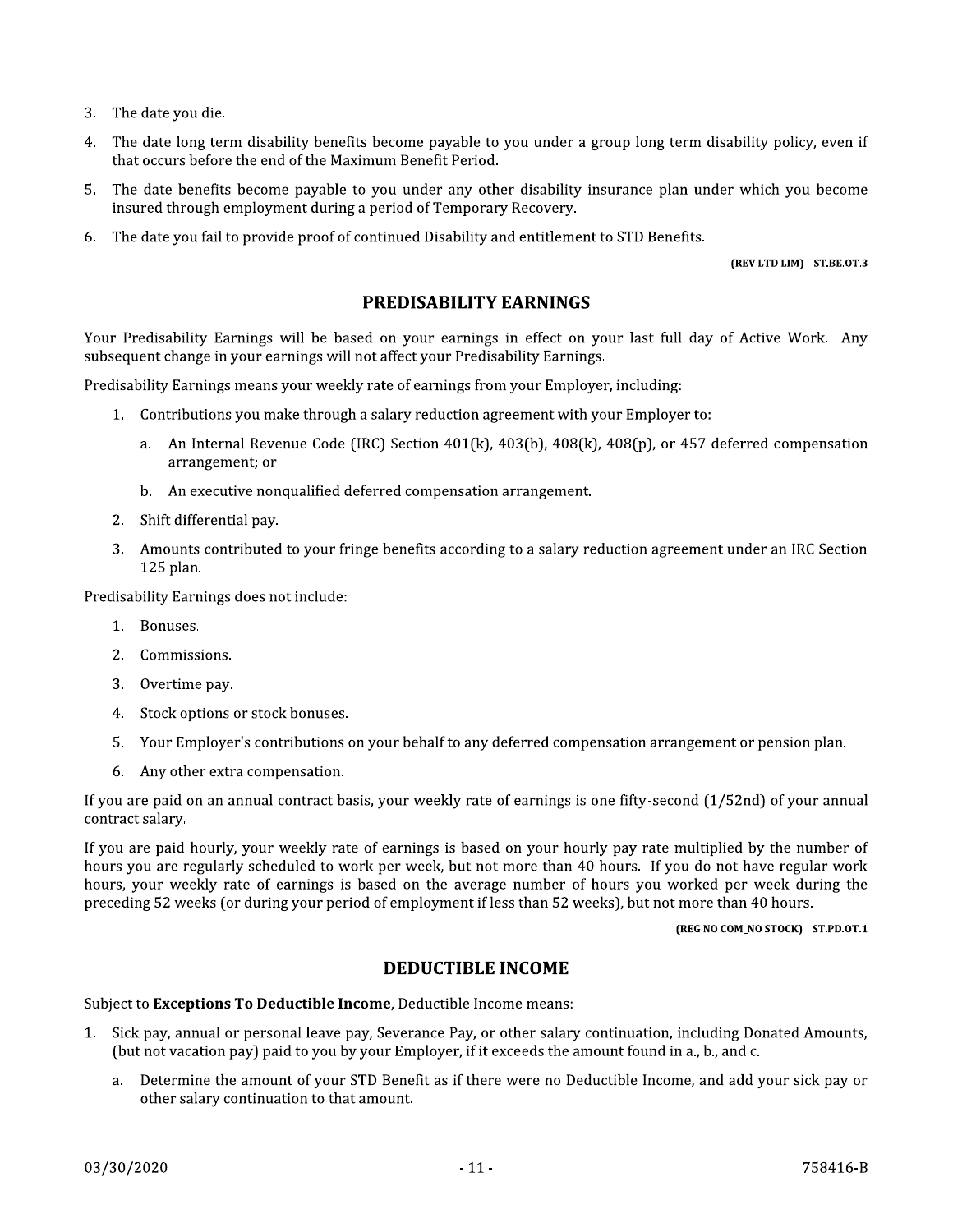3. The date you die.
4. The date long term disability benefits become payable to you under a group long term disability policy, even if that occurs before the end of the Maximum Benefit Period.
5. The date benefits become payable to you under any other disability insurance plan under which you become insured through employment during a period of Temporary Recovery.
6. The date you fail to provide proof of continued Disability and entitlement to STD Benefits.

**(REV LTD LIM) ST.BE.OT.3**

## PREDISABILITY EARNINGS

Your Predisability Earnings will be based on your earnings in effect on your last full day of Active Work. Any subsequent change in your earnings will not affect your Predisability Earnings.

Predisability Earnings means your weekly rate of earnings from your Employer, including:

1. Contributions you make through a salary reduction agreement with your Employer to:
   a. An Internal Revenue Code (IRC) Section 401(k), 403(b), 408(k), 408(p), or 457 deferred compensation arrangement; or
   b. An executive nonqualified deferred compensation arrangement.
2. Shift differential pay.
3. Amounts contributed to your fringe benefits according to a salary reduction agreement under an IRC Section 125 plan.

Predisability Earnings does not include:

1. Bonuses.
2. Commissions.
3. Overtime pay.
4. Stock options or stock bonuses.
5. Your Employer's contributions on your behalf to any deferred compensation arrangement or pension plan.
6. Any other extra compensation.

If you are paid on an annual contract basis, your weekly rate of earnings is one fifty-second (1/52nd) of your annual contract salary.

If you are paid hourly, your weekly rate of earnings is based on your hourly pay rate multiplied by the number of hours you are regularly scheduled to work per week, but not more than 40 hours. If you do not have regular work hours, your weekly rate of earnings is based on the average number of hours you worked per week during the preceding 52 weeks (or during your period of employment if less than 52 weeks), but not more than 40 hours.

**(REG NO COM_NO STOCK) ST.PD.OT.1**

## DEDUCTIBLE INCOME

Subject to **Exceptions To Deductible Income**, Deductible Income means:

1. Sick pay, annual or personal leave pay, Severance Pay, or other salary continuation, including Donated Amounts, (but not vacation pay) paid to you by your Employer, if it exceeds the amount found in a., b., and c.
   a. Determine the amount of your STD Benefit as if there were no Deductible Income, and add your sick pay or other salary continuation to that amount.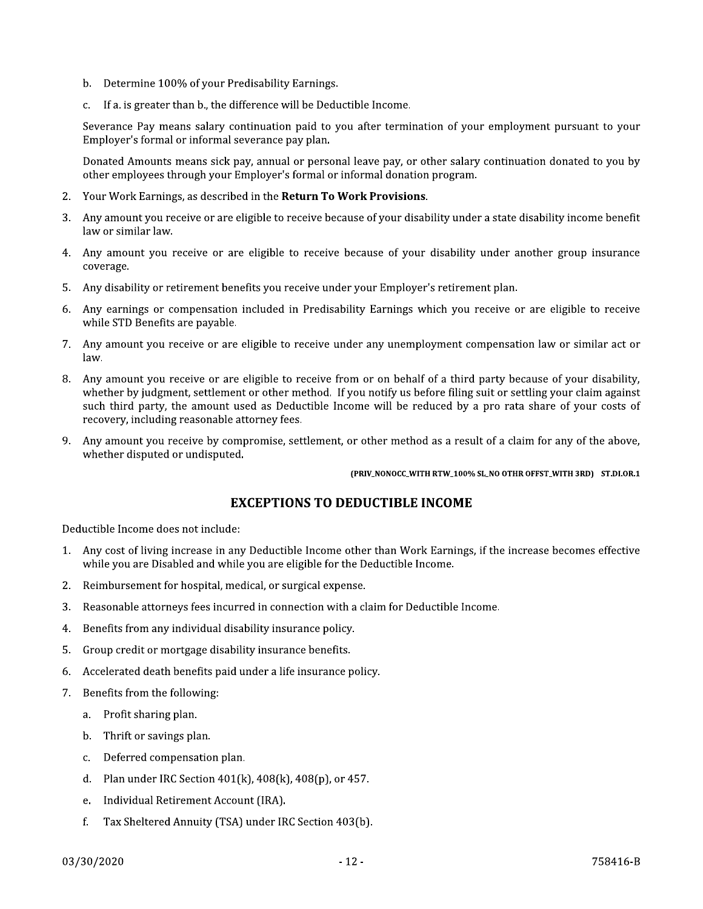b. Determine 100% of your Predisability Earnings.

c. If a. is greater than b., the difference will be Deductible Income.

Severance Pay means salary continuation paid to you after termination of your employment pursuant to your Employer's formal or informal severance pay plan.

Donated Amounts means sick pay, annual or personal leave pay, or other salary continuation donated to you by other employees through your Employer's formal or informal donation program.

2. Your Work Earnings, as described in the **Return To Work Provisions**.
3. Any amount you receive or are eligible to receive because of your disability under a state disability income benefit law or similar law.
4. Any amount you receive or are eligible to receive because of your disability under another group insurance coverage.
5. Any disability or retirement benefits you receive under your Employer's retirement plan.
6. Any earnings or compensation included in Predisability Earnings which you receive or are eligible to receive while STD Benefits are payable.
7. Any amount you receive or are eligible to receive under any unemployment compensation law or similar act or law.
8. Any amount you receive or are eligible to receive from or on behalf of a third party because of your disability, whether by judgment, settlement or other method. If you notify us before filing suit or settling your claim against such third party, the amount used as Deductible Income will be reduced by a pro rata share of your costs of recovery, including reasonable attorney fees.
9. Any amount you receive by compromise, settlement, or other method as a result of a claim for any of the above, whether disputed or undisputed.

**(PRIV_NONOCC_WITH RTW_100% SL_NO OTHR OFFST_WITH 3RD) ST.DI.OR.1**

## EXCEPTIONS TO DEDUCTIBLE INCOME

Deductible Income does not include:

1. Any cost of living increase in any Deductible Income other than Work Earnings, if the increase becomes effective while you are Disabled and while you are eligible for the Deductible Income.
2. Reimbursement for hospital, medical, or surgical expense.
3. Reasonable attorneys fees incurred in connection with a claim for Deductible Income.
4. Benefits from any individual disability insurance policy.
5. Group credit or mortgage disability insurance benefits.
6. Accelerated death benefits paid under a life insurance policy.
7. Benefits from the following:
   a. Profit sharing plan.
   b. Thrift or savings plan.
   c. Deferred compensation plan.
   d. Plan under IRC Section 401(k), 408(k), 408(p), or 457.
   e. Individual Retirement Account (IRA).
   f. Tax Sheltered Annuity (TSA) under IRC Section 403(b).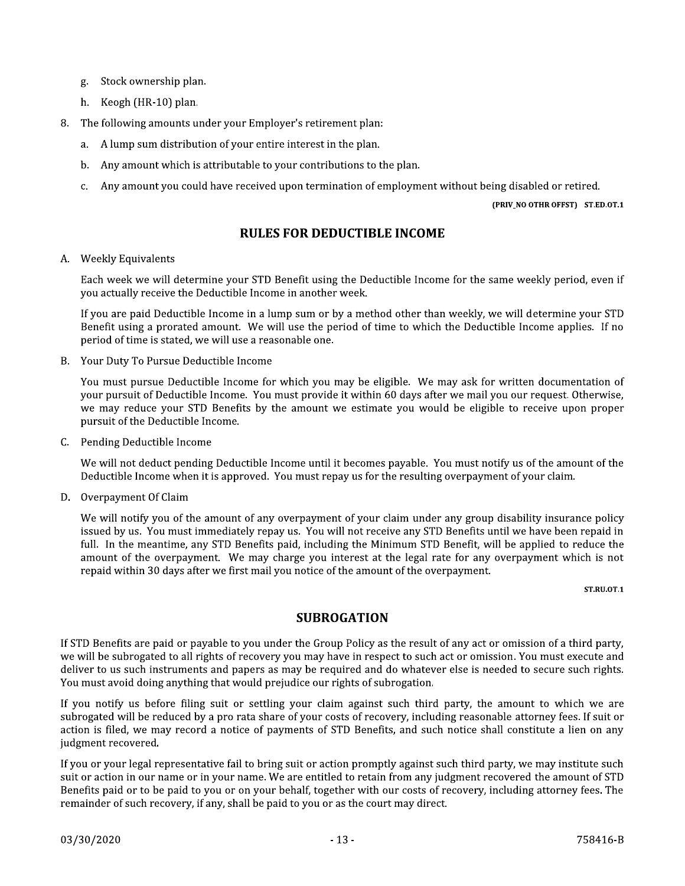g. Stock ownership plan.

h. Keogh (HR-10) plan.

8. The following amounts under your Employer's retirement plan:

   a. A lump sum distribution of your entire interest in the plan.

   b. Any amount which is attributable to your contributions to the plan.

   c. Any amount you could have received upon termination of employment without being disabled or retired.

**(PRIV_NO OTHR OFFST) ST.ED.OT.1**

## RULES FOR DEDUCTIBLE INCOME

A. Weekly Equivalents

Each week we will determine your STD Benefit using the Deductible Income for the same weekly period, even if you actually receive the Deductible Income in another week.

If you are paid Deductible Income in a lump sum or by a method other than weekly, we will determine your STD Benefit using a prorated amount. We will use the period of time to which the Deductible Income applies. If no period of time is stated, we will use a reasonable one.

B. Your Duty To Pursue Deductible Income

You must pursue Deductible Income for which you may be eligible. We may ask for written documentation of your pursuit of Deductible Income. You must provide it within 60 days after we mail you our request. Otherwise, we may reduce your STD Benefits by the amount we estimate you would be eligible to receive upon proper pursuit of the Deductible Income.

C. Pending Deductible Income

We will not deduct pending Deductible Income until it becomes payable. You must notify us of the amount of the Deductible Income when it is approved. You must repay us for the resulting overpayment of your claim.

D. Overpayment Of Claim

We will notify you of the amount of any overpayment of your claim under any group disability insurance policy issued by us. You must immediately repay us. You will not receive any STD Benefits until we have been repaid in full. In the meantime, any STD Benefits paid, including the Minimum STD Benefit, will be applied to reduce the amount of the overpayment. We may charge you interest at the legal rate for any overpayment which is not repaid within 30 days after we first mail you notice of the amount of the overpayment.

**ST.RU.OT.1**

## SUBROGATION

If STD Benefits are paid or payable to you under the Group Policy as the result of any act or omission of a third party, we will be subrogated to all rights of recovery you may have in respect to such act or omission. You must execute and deliver to us such instruments and papers as may be required and do whatever else is needed to secure such rights. You must avoid doing anything that would prejudice our rights of subrogation.

If you notify us before filing suit or settling your claim against such third party, the amount to which we are subrogated will be reduced by a pro rata share of your costs of recovery, including reasonable attorney fees. If suit or action is filed, we may record a notice of payments of STD Benefits, and such notice shall constitute a lien on any judgment recovered.

If you or your legal representative fail to bring suit or action promptly against such third party, we may institute such suit or action in our name or in your name. We are entitled to retain from any judgment recovered the amount of STD Benefits paid or to be paid to you or on your behalf, together with our costs of recovery, including attorney fees. The remainder of such recovery, if any, shall be paid to you or as the court may direct.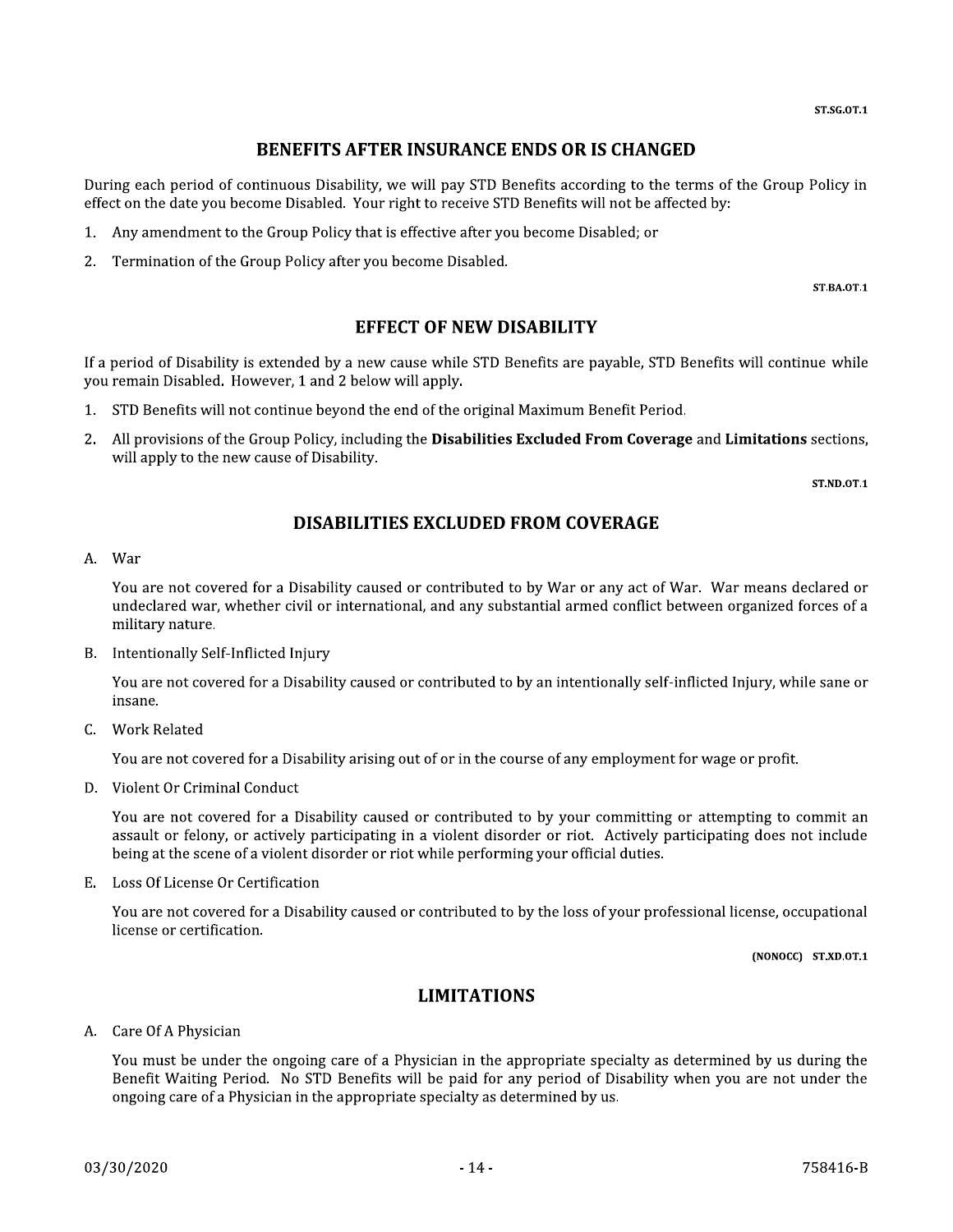## BENEFITS AFTER INSURANCE ENDS OR IS CHANGED

During each period of continuous Disability, we will pay STD Benefits according to the terms of the Group Policy in effect on the date you become Disabled. Your right to receive STD Benefits will not be affected by:

1. Any amendment to the Group Policy that is effective after you become Disabled; or
2. Termination of the Group Policy after you become Disabled.

ST.BA.OT.1

## EFFECT OF NEW DISABILITY

If a period of Disability is extended by a new cause while STD Benefits are payable, STD Benefits will continue while you remain Disabled. However, 1 and 2 below will apply.

1. STD Benefits will not continue beyond the end of the original Maximum Benefit Period.
2. All provisions of the Group Policy, including the **Disabilities Excluded From Coverage** and **Limitations** sections, will apply to the new cause of Disability.

ST.ND.OT.1

## DISABILITIES EXCLUDED FROM COVERAGE

A. War

You are not covered for a Disability caused or contributed to by War or any act of War. War means declared or undeclared war, whether civil or international, and any substantial armed conflict between organized forces of a military nature.

B. Intentionally Self-Inflicted Injury

You are not covered for a Disability caused or contributed to by an intentionally self-inflicted Injury, while sane or insane.

C. Work Related

You are not covered for a Disability arising out of or in the course of any employment for wage or profit.

D. Violent Or Criminal Conduct

You are not covered for a Disability caused or contributed to by your committing or attempting to commit an assault or felony, or actively participating in a violent disorder or riot. Actively participating does not include being at the scene of a violent disorder or riot while performing your official duties.

E. Loss Of License Or Certification

You are not covered for a Disability caused or contributed to by the loss of your professional license, occupational license or certification.

(NONOCC) ST.XD.OT.1

## LIMITATIONS

A. Care Of A Physician

You must be under the ongoing care of a Physician in the appropriate specialty as determined by us during the Benefit Waiting Period. No STD Benefits will be paid for any period of Disability when you are not under the ongoing care of a Physician in the appropriate specialty as determined by us.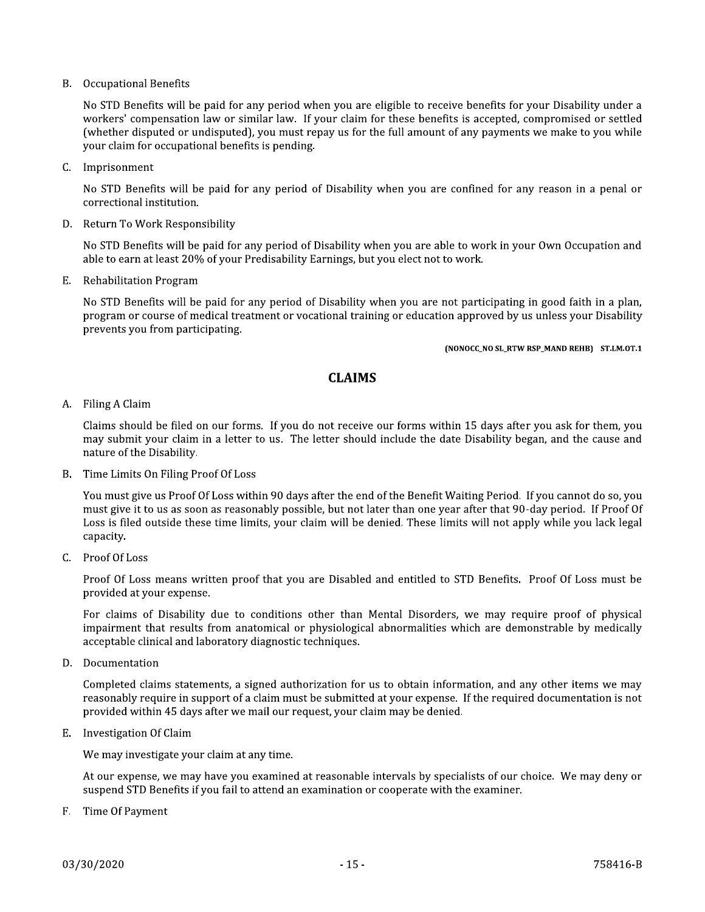B. Occupational Benefits

   No STD Benefits will be paid for any period when you are eligible to receive benefits for your Disability under a workers' compensation law or similar law. If your claim for these benefits is accepted, compromised or settled (whether disputed or undisputed), you must repay us for the full amount of any payments we make to you while your claim for occupational benefits is pending.

C. Imprisonment

   No STD Benefits will be paid for any period of Disability when you are confined for any reason in a penal or correctional institution.

D. Return To Work Responsibility

   No STD Benefits will be paid for any period of Disability when you are able to work in your Own Occupation and able to earn at least 20% of your Predisability Earnings, but you elect not to work.

E. Rehabilitation Program

   No STD Benefits will be paid for any period of Disability when you are not participating in good faith in a plan, program or course of medical treatment or vocational training or education approved by us unless your Disability prevents you from participating.

**(NONOCC_NO SL_RTW RSP_MAND REHB) ST.LM.OT.1**

## CLAIMS

A. Filing A Claim

   Claims should be filed on our forms. If you do not receive our forms within 15 days after you ask for them, you may submit your claim in a letter to us. The letter should include the date Disability began, and the cause and nature of the Disability.

B. Time Limits On Filing Proof Of Loss

   You must give us Proof Of Loss within 90 days after the end of the Benefit Waiting Period. If you cannot do so, you must give it to us as soon as reasonably possible, but not later than one year after that 90-day period. If Proof Of Loss is filed outside these time limits, your claim will be denied. These limits will not apply while you lack legal capacity.

C. Proof Of Loss

   Proof Of Loss means written proof that you are Disabled and entitled to STD Benefits. Proof Of Loss must be provided at your expense.

   For claims of Disability due to conditions other than Mental Disorders, we may require proof of physical impairment that results from anatomical or physiological abnormalities which are demonstrable by medically acceptable clinical and laboratory diagnostic techniques.

D. Documentation

   Completed claims statements, a signed authorization for us to obtain information, and any other items we may reasonably require in support of a claim must be submitted at your expense. If the required documentation is not provided within 45 days after we mail our request, your claim may be denied.

E. Investigation Of Claim

   We may investigate your claim at any time.

   At our expense, we may have you examined at reasonable intervals by specialists of our choice. We may deny or suspend STD Benefits if you fail to attend an examination or cooperate with the examiner.

F. Time Of Payment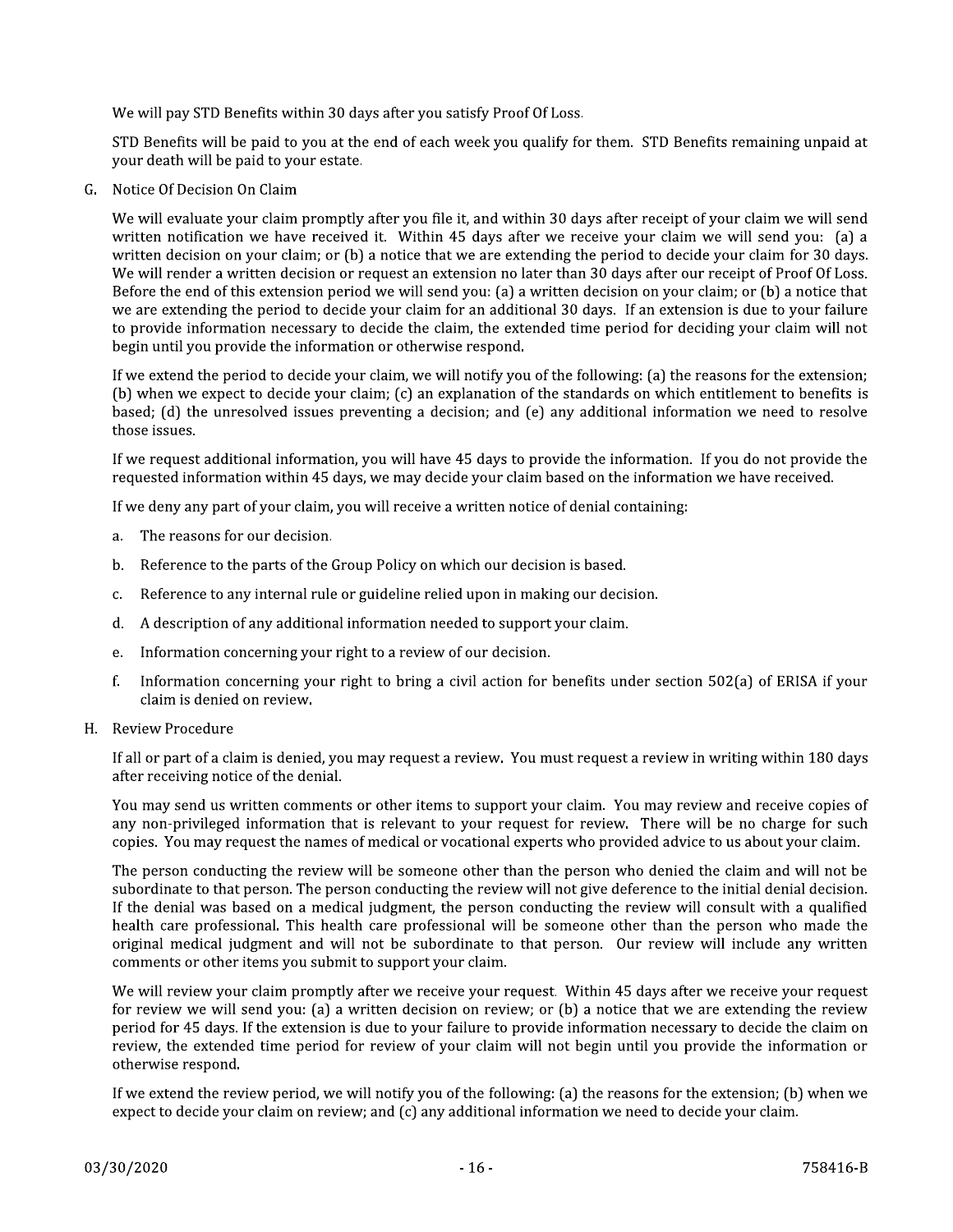We will pay STD Benefits within 30 days after you satisfy Proof Of Loss.

STD Benefits will be paid to you at the end of each week you qualify for them. STD Benefits remaining unpaid at your death will be paid to your estate.

G. Notice Of Decision On Claim

We will evaluate your claim promptly after you file it, and within 30 days after receipt of your claim we will send written notification we have received it. Within 45 days after we receive your claim we will send you: (a) a written decision on your claim; or (b) a notice that we are extending the period to decide your claim for 30 days. We will render a written decision or request an extension no later than 30 days after our receipt of Proof Of Loss. Before the end of this extension period we will send you: (a) a written decision on your claim; or (b) a notice that we are extending the period to decide your claim for an additional 30 days. If an extension is due to your failure to provide information necessary to decide the claim, the extended time period for deciding your claim will not begin until you provide the information or otherwise respond.

If we extend the period to decide your claim, we will notify you of the following: (a) the reasons for the extension; (b) when we expect to decide your claim; (c) an explanation of the standards on which entitlement to benefits is based; (d) the unresolved issues preventing a decision; and (e) any additional information we need to resolve those issues.

If we request additional information, you will have 45 days to provide the information. If you do not provide the requested information within 45 days, we may decide your claim based on the information we have received.

If we deny any part of your claim, you will receive a written notice of denial containing:

a. The reasons for our decision.
b. Reference to the parts of the Group Policy on which our decision is based.
c. Reference to any internal rule or guideline relied upon in making our decision.
d. A description of any additional information needed to support your claim.
e. Information concerning your right to a review of our decision.
f. Information concerning your right to bring a civil action for benefits under section 502(a) of ERISA if your claim is denied on review.

H. Review Procedure

If all or part of a claim is denied, you may request a review. You must request a review in writing within 180 days after receiving notice of the denial.

You may send us written comments or other items to support your claim. You may review and receive copies of any non-privileged information that is relevant to your request for review. There will be no charge for such copies. You may request the names of medical or vocational experts who provided advice to us about your claim.

The person conducting the review will be someone other than the person who denied the claim and will not be subordinate to that person. The person conducting the review will not give deference to the initial denial decision. If the denial was based on a medical judgment, the person conducting the review will consult with a qualified health care professional. This health care professional will be someone other than the person who made the original medical judgment and will not be subordinate to that person. Our review will include any written comments or other items you submit to support your claim.

We will review your claim promptly after we receive your request. Within 45 days after we receive your request for review we will send you: (a) a written decision on review; or (b) a notice that we are extending the review period for 45 days. If the extension is due to your failure to provide information necessary to decide the claim on review, the extended time period for review of your claim will not begin until you provide the information or otherwise respond.

If we extend the review period, we will notify you of the following: (a) the reasons for the extension; (b) when we expect to decide your claim on review; and (c) any additional information we need to decide your claim.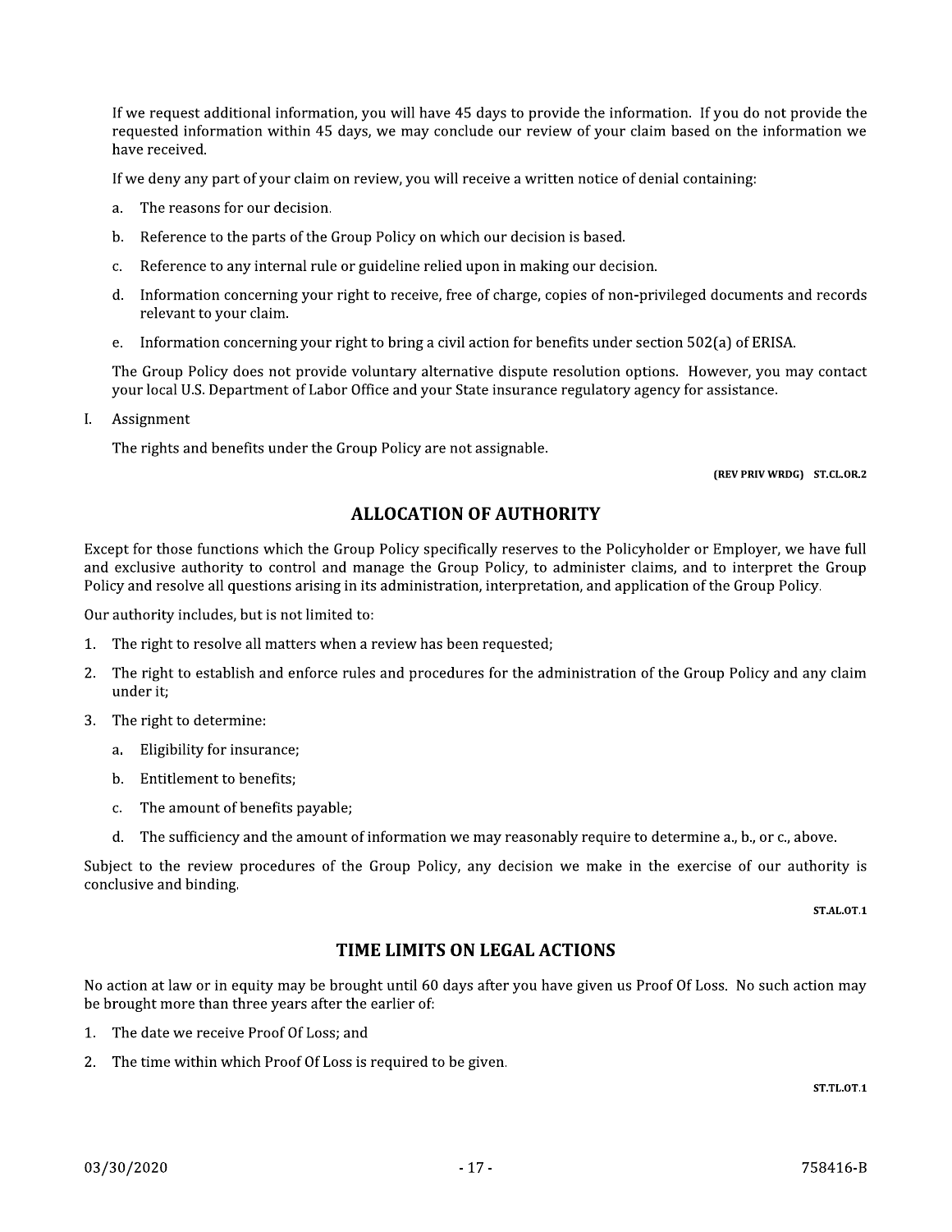If we request additional information, you will have 45 days to provide the information. If you do not provide the requested information within 45 days, we may conclude our review of your claim based on the information we have received.

If we deny any part of your claim on review, you will receive a written notice of denial containing:

a. The reasons for our decision.

b. Reference to the parts of the Group Policy on which our decision is based.

c. Reference to any internal rule or guideline relied upon in making our decision.

d. Information concerning your right to receive, free of charge, copies of non-privileged documents and records relevant to your claim.

e. Information concerning your right to bring a civil action for benefits under section 502(a) of ERISA.

The Group Policy does not provide voluntary alternative dispute resolution options. However, you may contact your local U.S. Department of Labor Office and your State insurance regulatory agency for assistance.

I. Assignment

The rights and benefits under the Group Policy are not assignable.

**(REV PRIV WRDG) ST.CL.OR.2**

## ALLOCATION OF AUTHORITY

Except for those functions which the Group Policy specifically reserves to the Policyholder or Employer, we have full and exclusive authority to control and manage the Group Policy, to administer claims, and to interpret the Group Policy and resolve all questions arising in its administration, interpretation, and application of the Group Policy.

Our authority includes, but is not limited to:

1. The right to resolve all matters when a review has been requested;
2. The right to establish and enforce rules and procedures for the administration of the Group Policy and any claim under it;
3. The right to determine:
   a. Eligibility for insurance;
   b. Entitlement to benefits;
   c. The amount of benefits payable;
   d. The sufficiency and the amount of information we may reasonably require to determine a., b., or c., above.

Subject to the review procedures of the Group Policy, any decision we make in the exercise of our authority is conclusive and binding.

**ST.AL.OT.1**

## TIME LIMITS ON LEGAL ACTIONS

No action at law or in equity may be brought until 60 days after you have given us Proof Of Loss. No such action may be brought more than three years after the earlier of:

1. The date we receive Proof Of Loss; and
2. The time within which Proof Of Loss is required to be given.

**ST.TL.OT.1**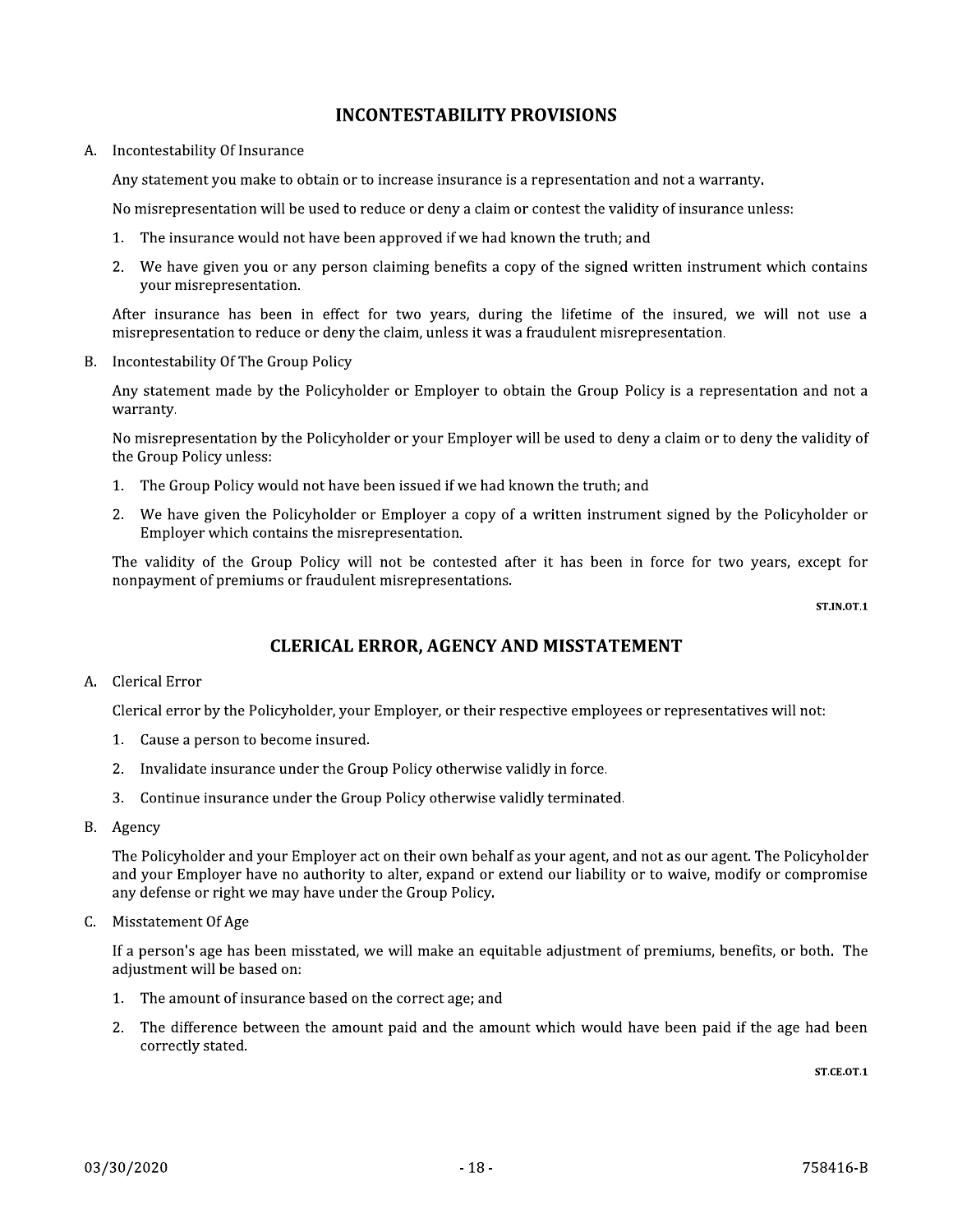## INCONTESTABILITY PROVISIONS

A. Incontestability Of Insurance

   Any statement you make to obtain or to increase insurance is a representation and not a warranty.

   No misrepresentation will be used to reduce or deny a claim or contest the validity of insurance unless:

   1. The insurance would not have been approved if we had known the truth; and
   2. We have given you or any person claiming benefits a copy of the signed written instrument which contains your misrepresentation.

   After insurance has been in effect for two years, during the lifetime of the insured, we will not use a misrepresentation to reduce or deny the claim, unless it was a fraudulent misrepresentation.

B. Incontestability Of The Group Policy

   Any statement made by the Policyholder or Employer to obtain the Group Policy is a representation and not a warranty.

   No misrepresentation by the Policyholder or your Employer will be used to deny a claim or to deny the validity of the Group Policy unless:

   1. The Group Policy would not have been issued if we had known the truth; and
   2. We have given the Policyholder or Employer a copy of a written instrument signed by the Policyholder or Employer which contains the misrepresentation.

   The validity of the Group Policy will not be contested after it has been in force for two years, except for nonpayment of premiums or fraudulent misrepresentations.

ST.IN.OT.1

## CLERICAL ERROR, AGENCY AND MISSTATEMENT

A. Clerical Error

   Clerical error by the Policyholder, your Employer, or their respective employees or representatives will not:

   1. Cause a person to become insured.
   2. Invalidate insurance under the Group Policy otherwise validly in force.
   3. Continue insurance under the Group Policy otherwise validly terminated.

B. Agency

   The Policyholder and your Employer act on their own behalf as your agent, and not as our agent. The Policyholder and your Employer have no authority to alter, expand or extend our liability or to waive, modify or compromise any defense or right we may have under the Group Policy.

C. Misstatement Of Age

   If a person's age has been misstated, we will make an equitable adjustment of premiums, benefits, or both. The adjustment will be based on:

   1. The amount of insurance based on the correct age; and
   2. The difference between the amount paid and the amount which would have been paid if the age had been correctly stated.

ST.CE.OT.1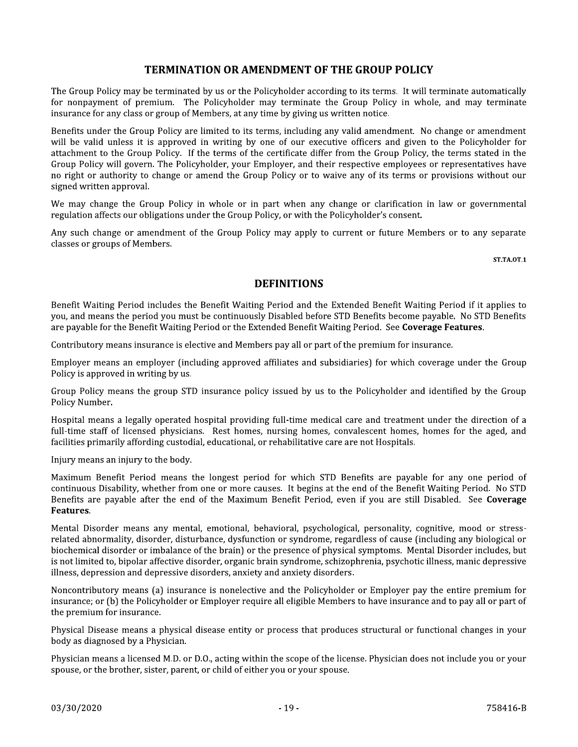## TERMINATION OR AMENDMENT OF THE GROUP POLICY

The Group Policy may be terminated by us or the Policyholder according to its terms. It will terminate automatically for nonpayment of premium. The Policyholder may terminate the Group Policy in whole, and may terminate insurance for any class or group of Members, at any time by giving us written notice.

Benefits under the Group Policy are limited to its terms, including any valid amendment. No change or amendment will be valid unless it is approved in writing by one of our executive officers and given to the Policyholder for attachment to the Group Policy. If the terms of the certificate differ from the Group Policy, the terms stated in the Group Policy will govern. The Policyholder, your Employer, and their respective employees or representatives have no right or authority to change or amend the Group Policy or to waive any of its terms or provisions without our signed written approval.

We may change the Group Policy in whole or in part when any change or clarification in law or governmental regulation affects our obligations under the Group Policy, or with the Policyholder's consent.

Any such change or amendment of the Group Policy may apply to current or future Members or to any separate classes or groups of Members.

ST.TA.OT.1

## DEFINITIONS

Benefit Waiting Period includes the Benefit Waiting Period and the Extended Benefit Waiting Period if it applies to you, and means the period you must be continuously Disabled before STD Benefits become payable. No STD Benefits are payable for the Benefit Waiting Period or the Extended Benefit Waiting Period. See **Coverage Features**.

Contributory means insurance is elective and Members pay all or part of the premium for insurance.

Employer means an employer (including approved affiliates and subsidiaries) for which coverage under the Group Policy is approved in writing by us.

Group Policy means the group STD insurance policy issued by us to the Policyholder and identified by the Group Policy Number.

Hospital means a legally operated hospital providing full-time medical care and treatment under the direction of a full-time staff of licensed physicians. Rest homes, nursing homes, convalescent homes, homes for the aged, and facilities primarily affording custodial, educational, or rehabilitative care are not Hospitals.

Injury means an injury to the body.

Maximum Benefit Period means the longest period for which STD Benefits are payable for any one period of continuous Disability, whether from one or more causes. It begins at the end of the Benefit Waiting Period. No STD Benefits are payable after the end of the Maximum Benefit Period, even if you are still Disabled. See **Coverage Features**.

Mental Disorder means any mental, emotional, behavioral, psychological, personality, cognitive, mood or stress-related abnormality, disorder, disturbance, dysfunction or syndrome, regardless of cause (including any biological or biochemical disorder or imbalance of the brain) or the presence of physical symptoms. Mental Disorder includes, but is not limited to, bipolar affective disorder, organic brain syndrome, schizophrenia, psychotic illness, manic depressive illness, depression and depressive disorders, anxiety and anxiety disorders.

Noncontributory means (a) insurance is nonelective and the Policyholder or Employer pay the entire premium for insurance; or (b) the Policyholder or Employer require all eligible Members to have insurance and to pay all or part of the premium for insurance.

Physical Disease means a physical disease entity or process that produces structural or functional changes in your body as diagnosed by a Physician.

Physician means a licensed M.D. or D.O., acting within the scope of the license. Physician does not include you or your spouse, or the brother, sister, parent, or child of either you or your spouse.

03/30/2020 758416-B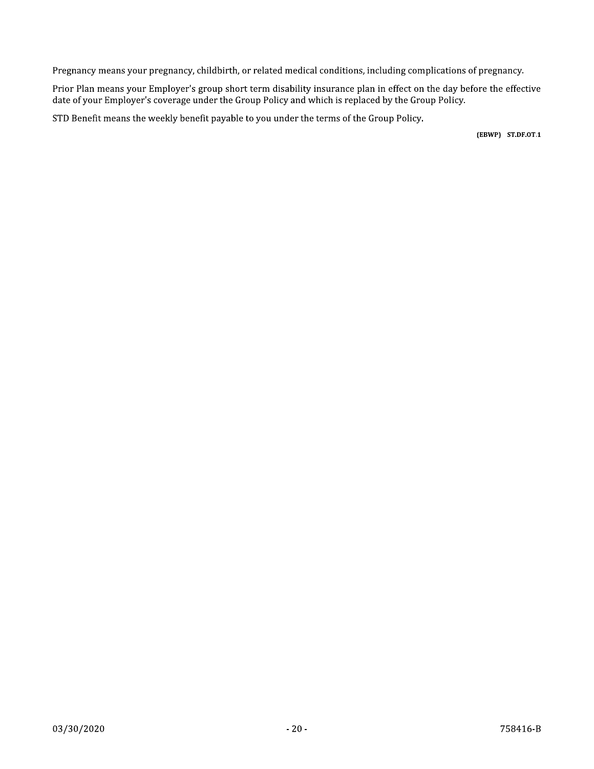Pregnancy means your pregnancy, childbirth, or related medical conditions, including complications of pregnancy.

Prior Plan means your Employer's group short term disability insurance plan in effect on the day before the effective date of your Employer's coverage under the Group Policy and which is replaced by the Group Policy.

STD Benefit means the weekly benefit payable to you under the terms of the Group Policy.

**(EBWP) ST.DF.OT.1**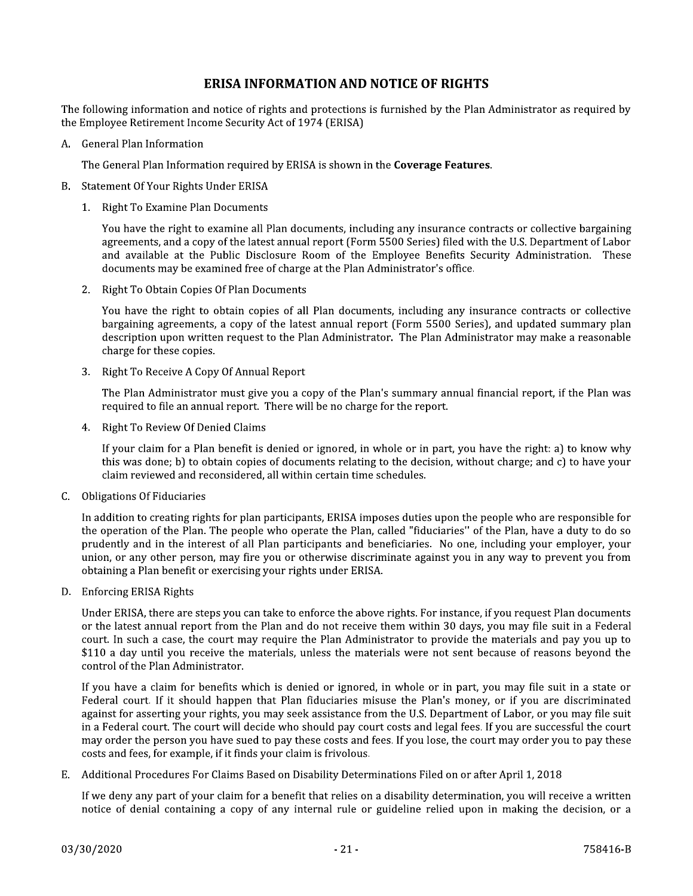# ERISA INFORMATION AND NOTICE OF RIGHTS

The following information and notice of rights and protections is furnished by the Plan Administrator as required by the Employee Retirement Income Security Act of 1974 (ERISA)

A. General Plan Information

   The General Plan Information required by ERISA is shown in the **Coverage Features**.

B. Statement Of Your Rights Under ERISA

   1. Right To Examine Plan Documents

      You have the right to examine all Plan documents, including any insurance contracts or collective bargaining agreements, and a copy of the latest annual report (Form 5500 Series) filed with the U.S. Department of Labor and available at the Public Disclosure Room of the Employee Benefits Security Administration. These documents may be examined free of charge at the Plan Administrator's office.

   2. Right To Obtain Copies Of Plan Documents

      You have the right to obtain copies of all Plan documents, including any insurance contracts or collective bargaining agreements, a copy of the latest annual report (Form 5500 Series), and updated summary plan description upon written request to the Plan Administrator. The Plan Administrator may make a reasonable charge for these copies.

   3. Right To Receive A Copy Of Annual Report

      The Plan Administrator must give you a copy of the Plan's summary annual financial report, if the Plan was required to file an annual report. There will be no charge for the report.

   4. Right To Review Of Denied Claims

      If your claim for a Plan benefit is denied or ignored, in whole or in part, you have the right: a) to know why this was done; b) to obtain copies of documents relating to the decision, without charge; and c) to have your claim reviewed and reconsidered, all within certain time schedules.

C. Obligations Of Fiduciaries

   In addition to creating rights for plan participants, ERISA imposes duties upon the people who are responsible for the operation of the Plan. The people who operate the Plan, called "fiduciaries" of the Plan, have a duty to do so prudently and in the interest of all Plan participants and beneficiaries. No one, including your employer, your union, or any other person, may fire you or otherwise discriminate against you in any way to prevent you from obtaining a Plan benefit or exercising your rights under ERISA.

D. Enforcing ERISA Rights

   Under ERISA, there are steps you can take to enforce the above rights. For instance, if you request Plan documents or the latest annual report from the Plan and do not receive them within 30 days, you may file suit in a Federal court. In such a case, the court may require the Plan Administrator to provide the materials and pay you up to $110 a day until you receive the materials, unless the materials were not sent because of reasons beyond the control of the Plan Administrator.

   If you have a claim for benefits which is denied or ignored, in whole or in part, you may file suit in a state or Federal court. If it should happen that Plan fiduciaries misuse the Plan's money, or if you are discriminated against for asserting your rights, you may seek assistance from the U.S. Department of Labor, or you may file suit in a Federal court. The court will decide who should pay court costs and legal fees. If you are successful the court may order the person you have sued to pay these costs and fees. If you lose, the court may order you to pay these costs and fees, for example, if it finds your claim is frivolous.

E. Additional Procedures For Claims Based on Disability Determinations Filed on or after April 1, 2018

   If we deny any part of your claim for a benefit that relies on a disability determination, you will receive a written notice of denial containing a copy of any internal rule or guideline relied upon in making the decision, or a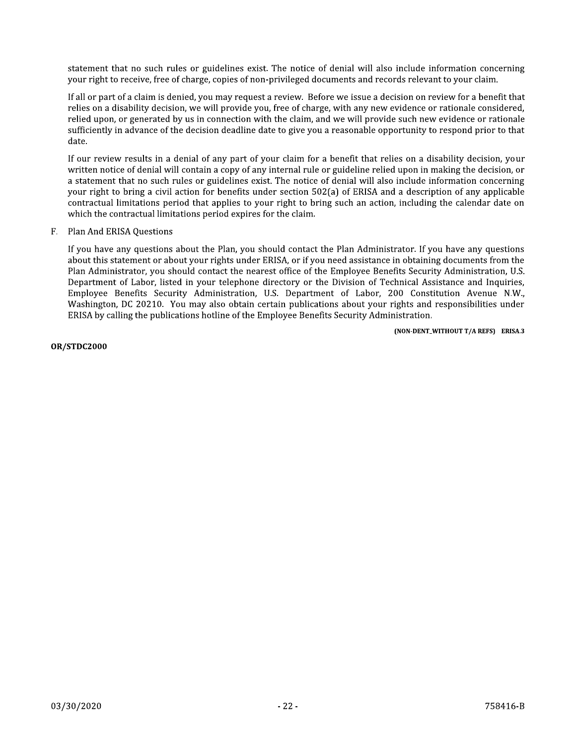statement that no such rules or guidelines exist. The notice of denial will also include information concerning your right to receive, free of charge, copies of non-privileged documents and records relevant to your claim.

If all or part of a claim is denied, you may request a review. Before we issue a decision on review for a benefit that relies on a disability decision, we will provide you, free of charge, with any new evidence or rationale considered, relied upon, or generated by us in connection with the claim, and we will provide such new evidence or rationale sufficiently in advance of the decision deadline date to give you a reasonable opportunity to respond prior to that date.

If our review results in a denial of any part of your claim for a benefit that relies on a disability decision, your written notice of denial will contain a copy of any internal rule or guideline relied upon in making the decision, or a statement that no such rules or guidelines exist. The notice of denial will also include information concerning your right to bring a civil action for benefits under section 502(a) of ERISA and a description of any applicable contractual limitations period that applies to your right to bring such an action, including the calendar date on which the contractual limitations period expires for the claim.

F. Plan And ERISA Questions

If you have any questions about the Plan, you should contact the Plan Administrator. If you have any questions about this statement or about your rights under ERISA, or if you need assistance in obtaining documents from the Plan Administrator, you should contact the nearest office of the Employee Benefits Security Administration, U.S. Department of Labor, listed in your telephone directory or the Division of Technical Assistance and Inquiries, Employee Benefits Security Administration, U.S. Department of Labor, 200 Constitution Avenue N.W., Washington, DC 20210. You may also obtain certain publications about your rights and responsibilities under ERISA by calling the publications hotline of the Employee Benefits Security Administration.

**(NON-DENT_WITHOUT T/A REFS) ERISA.3**

**OR/STDC2000**